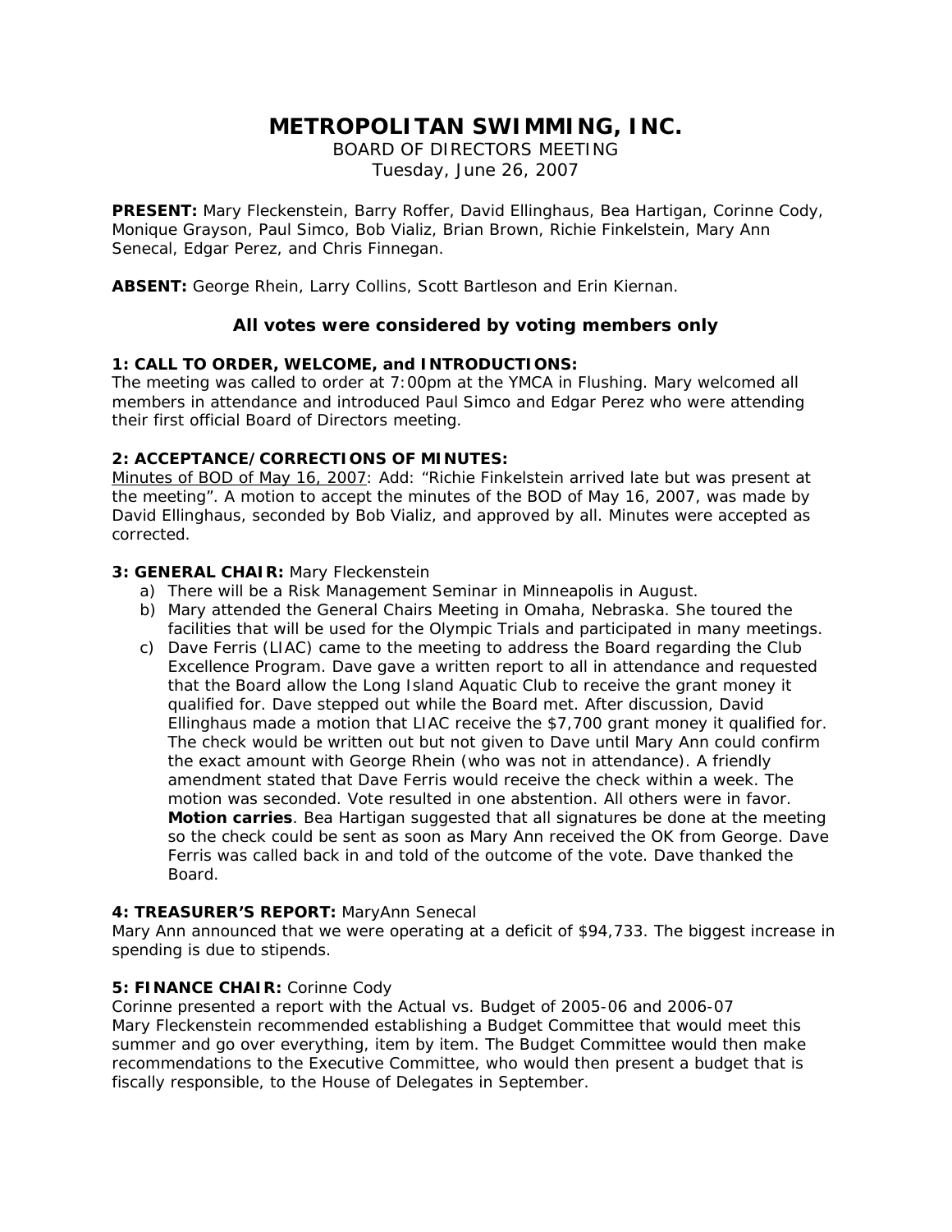# METROPOLITAN SWIMMING, INC.

BOARD OF DIRECTORS MEETING
Tuesday, June 26, 2007

**PRESENT:** Mary Fleckenstein, Barry Roffer, David Ellinghaus, Bea Hartigan, Corinne Cody, Monique Grayson, Paul Simco, Bob Vializ, Brian Brown, Richie Finkelstein, Mary Ann Senecal, Edgar Perez, and Chris Finnegan.

**ABSENT:** George Rhein, Larry Collins, Scott Bartleson and Erin Kiernan.

### All votes were considered by voting members only

**1: CALL TO ORDER, WELCOME, and INTRODUCTIONS:**
The meeting was called to order at 7:00pm at the YMCA in Flushing. Mary welcomed all members in attendance and introduced Paul Simco and Edgar Perez who were attending their first official Board of Directors meeting.

**2: ACCEPTANCE/CORRECTIONS OF MINUTES:**
Minutes of BOD of May 16, 2007: Add: "Richie Finkelstein arrived late but was present at the meeting". A motion to accept the minutes of the BOD of May 16, 2007, was made by David Ellinghaus, seconded by Bob Vializ, and approved by all. Minutes were accepted as corrected.

**3: GENERAL CHAIR:** Mary Fleckenstein

a) There will be a Risk Management Seminar in Minneapolis in August.
b) Mary attended the General Chairs Meeting in Omaha, Nebraska. She toured the facilities that will be used for the Olympic Trials and participated in many meetings.
c) Dave Ferris (LIAC) came to the meeting to address the Board regarding the Club Excellence Program. Dave gave a written report to all in attendance and requested that the Board allow the Long Island Aquatic Club to receive the grant money it qualified for. Dave stepped out while the Board met. After discussion, David Ellinghaus made a motion that LIAC receive the $7,700 grant money it qualified for. The check would be written out but not given to Dave until Mary Ann could confirm the exact amount with George Rhein (who was not in attendance). A friendly amendment stated that Dave Ferris would receive the check within a week. The motion was seconded. Vote resulted in one abstention. All others were in favor. **Motion carries**. Bea Hartigan suggested that all signatures be done at the meeting so the check could be sent as soon as Mary Ann received the OK from George. Dave Ferris was called back in and told of the outcome of the vote. Dave thanked the Board.

**4: TREASURER'S REPORT:** MaryAnn Senecal
Mary Ann announced that we were operating at a deficit of $94,733. The biggest increase in spending is due to stipends.

**5: FINANCE CHAIR:** Corinne Cody
Corinne presented a report with the Actual vs. Budget of 2005-06 and 2006-07
Mary Fleckenstein recommended establishing a Budget Committee that would meet this summer and go over everything, item by item. The Budget Committee would then make recommendations to the Executive Committee, who would then present a budget that is fiscally responsible, to the House of Delegates in September.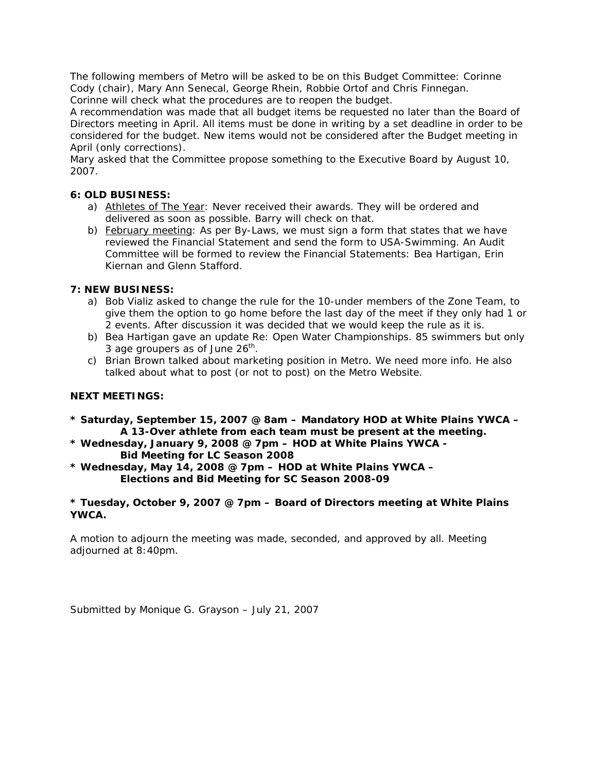The following members of Metro will be asked to be on this Budget Committee: Corinne Cody (chair), Mary Ann Senecal, George Rhein, Robbie Ortof and Chris Finnegan.
Corinne will check what the procedures are to reopen the budget.
A recommendation was made that all budget items be requested no later than the Board of Directors meeting in April. All items must be done in writing by a set deadline in order to be considered for the budget. New items would not be considered after the Budget meeting in April (only corrections).
Mary asked that the Committee propose something to the Executive Board by August 10, 2007.

**6: OLD BUSINESS:**

a) Athletes of The Year: Never received their awards. They will be ordered and delivered as soon as possible. Barry will check on that.
b) February meeting: As per By-Laws, we must sign a form that states that we have reviewed the Financial Statement and send the form to USA-Swimming. An Audit Committee will be formed to review the Financial Statements: Bea Hartigan, Erin Kiernan and Glenn Stafford.

**7: NEW BUSINESS:**

a) Bob Vializ asked to change the rule for the 10-under members of the Zone Team, to give them the option to go home before the last day of the meet if they only had 1 or 2 events. After discussion it was decided that we would keep the rule as it is.
b) Bea Hartigan gave an update Re: Open Water Championships. 85 swimmers but only 3 age groupers as of June 26th.
c) Brian Brown talked about marketing position in Metro. We need more info. He also talked about what to post (or not to post) on the Metro Website.

**NEXT MEETINGS:**

**\* Saturday, September 15, 2007 @ 8am – Mandatory HOD at White Plains YWCA – A 13-Over athlete from each team must be present at the meeting.**
**\* Wednesday, January 9, 2008 @ 7pm – HOD at White Plains YWCA - Bid Meeting for LC Season 2008**
**\* Wednesday, May 14, 2008 @ 7pm – HOD at White Plains YWCA – Elections and Bid Meeting for SC Season 2008-09**

**\* Tuesday, October 9, 2007 @ 7pm – Board of Directors meeting at White Plains YWCA.**

A motion to adjourn the meeting was made, seconded, and approved by all. Meeting adjourned at 8:40pm.

Submitted by Monique G. Grayson – July 21, 2007